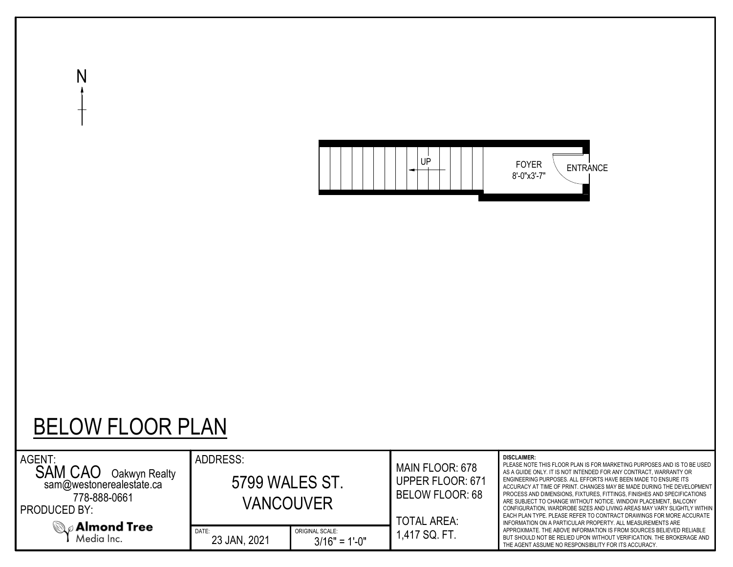N

UP

FOYER
8'-0"x3'-7"

ENTRANCE

# BELOW FLOOR PLAN

AGENT:
SAM CAO Oakwyn Realty
sam@westonerealestate.ca
778-888-0661

PRODUCED BY:
Almond Tree Media Inc.

ADDRESS:
5799 WALES ST.
VANCOUVER

DATE: 23 JAN, 2021

ORIGINAL SCALE: 3/16" = 1'-0"

MAIN FLOOR: 678
UPPER FLOOR: 671
BELOW FLOOR: 68

TOTAL AREA:
1,417 SQ. FT.

**DISCLAIMER:**
PLEASE NOTE THIS FLOOR PLAN IS FOR MARKETING PURPOSES AND IS TO BE USED AS A GUIDE ONLY. IT IS NOT INTENDED FOR ANY CONTRACT, WARRANTY OR ENGINEERING PURPOSES. ALL EFFORTS HAVE BEEN MADE TO ENSURE ITS ACCURACY AT TIME OF PRINT. CHANGES MAY BE MADE DURING THE DEVELOPMENT PROCESS AND DIMENSIONS, FIXTURES, FITTINGS, FINISHES AND SPECIFICATIONS ARE SUBJECT TO CHANGE WITHOUT NOTICE. WINDOW PLACEMENT, BALCONY CONFIGURATION, WARDROBE SIZES AND LIVING AREAS MAY VARY SLIGHTLY WITHIN EACH PLAN TYPE. PLEASE REFER TO CONTRACT DRAWINGS FOR MORE ACCURATE INFORMATION ON A PARTICULAR PROPERTY. ALL MEASUREMENTS ARE APPROXIMATE. THE ABOVE INFORMATION IS FROM SOURCES BELIEVED RELIABLE BUT SHOULD NOT BE RELIED UPON WITHOUT VERIFICATION. THE BROKERAGE AND THE AGENT ASSUME NO RESPONSIBILITY FOR ITS ACCURACY.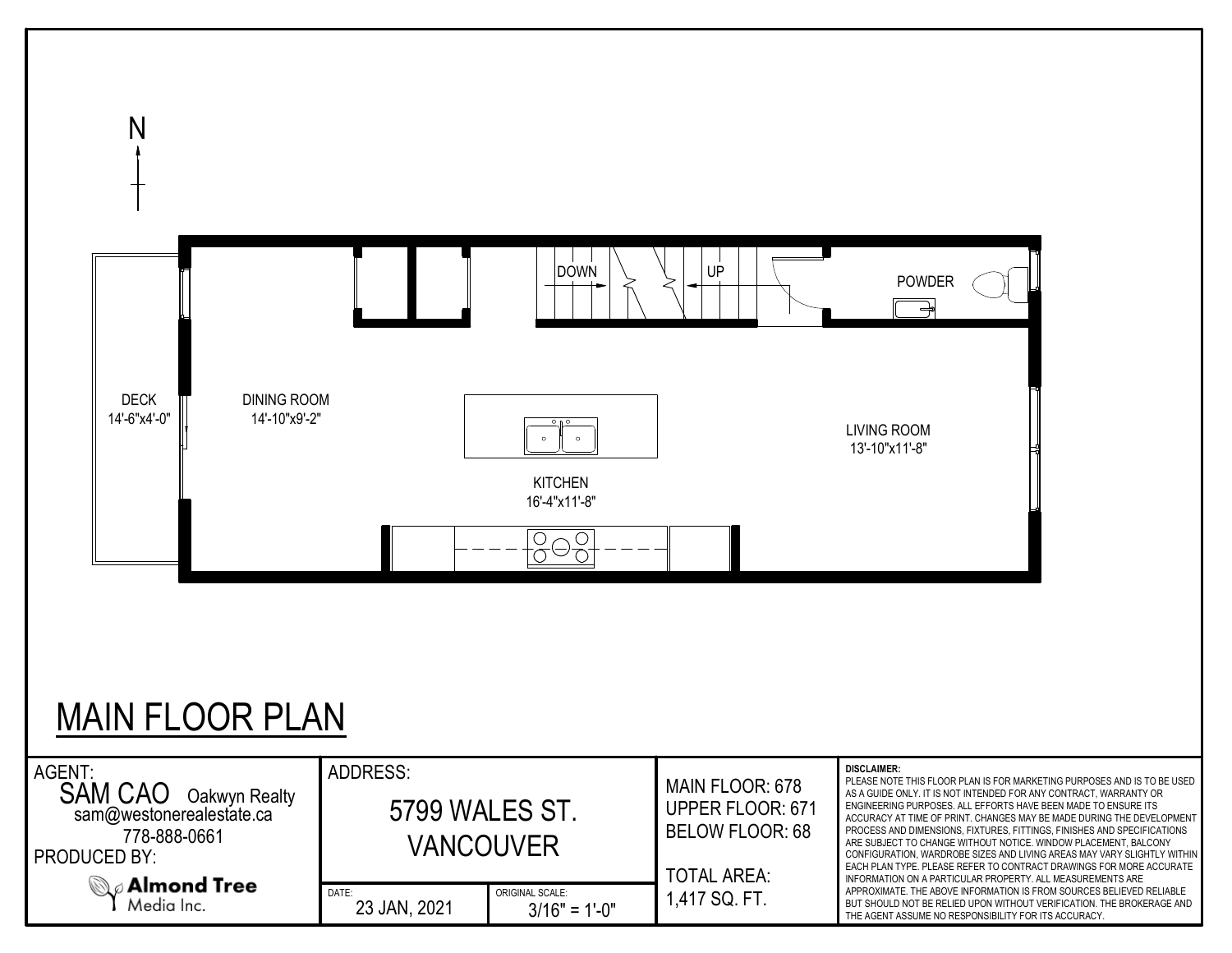N

DOWN

UP

POWDER

DECK
14'-6"x4'-0"

DINING ROOM
14'-10"x9'-2"

LIVING ROOM
13'-10"x11'-8"

KITCHEN
16'-4"x11'-8"

# MAIN FLOOR PLAN

AGENT:
SAM CAO Oakwyn Realty
sam@westonerealestate.ca
778-888-0661

PRODUCED BY:
Almond Tree Media Inc.

ADDRESS:
5799 WALES ST.
VANCOUVER

DATE:
23 JAN, 2021

ORIGINAL SCALE:
3/16" = 1'-0"

MAIN FLOOR: 678
UPPER FLOOR: 671
BELOW FLOOR: 68

TOTAL AREA:
1,417 SQ. FT.

**DISCLAIMER:**
PLEASE NOTE THIS FLOOR PLAN IS FOR MARKETING PURPOSES AND IS TO BE USED AS A GUIDE ONLY. IT IS NOT INTENDED FOR ANY CONTRACT, WARRANTY OR ENGINEERING PURPOSES. ALL EFFORTS HAVE BEEN MADE TO ENSURE ITS ACCURACY AT TIME OF PRINT. CHANGES MAY BE MADE DURING THE DEVELOPMENT PROCESS AND DIMENSIONS, FIXTURES, FITTINGS, FINISHES AND SPECIFICATIONS ARE SUBJECT TO CHANGE WITHOUT NOTICE. WINDOW PLACEMENT, BALCONY CONFIGURATION, WARDROBE SIZES AND LIVING AREAS MAY VARY SLIGHTLY WITHIN EACH PLAN TYPE. PLEASE REFER TO CONTRACT DRAWINGS FOR MORE ACCURATE INFORMATION ON A PARTICULAR PROPERTY. ALL MEASUREMENTS ARE APPROXIMATE. THE ABOVE INFORMATION IS FROM SOURCES BELIEVED RELIABLE BUT SHOULD NOT BE RELIED UPON WITHOUT VERIFICATION. THE BROKERAGE AND THE AGENT ASSUME NO RESPONSIBILITY FOR ITS ACCURACY.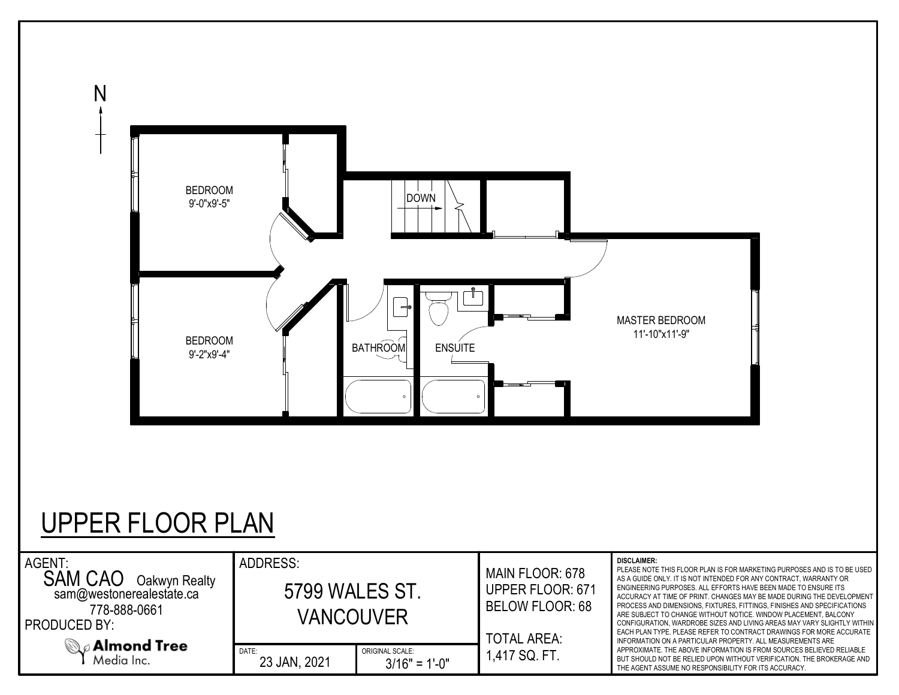N

BEDROOM
9'-0"x9'-5"

DOWN

BEDROOM
9'-2"x9'-4"

BATHROOM

ENSUITE

MASTER BEDROOM
11'-10"x11'-9"

# UPPER FLOOR PLAN

AGENT:
SAM CAO Oakwyn Realty
sam@westonerealestate.ca
778-888-0661

PRODUCED BY:
**Almond Tree** Media Inc.

ADDRESS:
5799 WALES ST.
VANCOUVER

DATE:
23 JAN, 2021

ORIGINAL SCALE:
3/16" = 1'-0"

MAIN FLOOR: 678
UPPER FLOOR: 671
BELOW FLOOR: 68

TOTAL AREA:
1,417 SQ. FT.

**DISCLAIMER:**
PLEASE NOTE THIS FLOOR PLAN IS FOR MARKETING PURPOSES AND IS TO BE USED AS A GUIDE ONLY. IT IS NOT INTENDED FOR ANY CONTRACT, WARRANTY OR ENGINEERING PURPOSES. ALL EFFORTS HAVE BEEN MADE TO ENSURE ITS ACCURACY AT TIME OF PRINT. CHANGES MAY BE MADE DURING THE DEVELOPMENT PROCESS AND DIMENSIONS, FIXTURES, FITTINGS, FINISHES AND SPECIFICATIONS ARE SUBJECT TO CHANGE WITHOUT NOTICE. WINDOW PLACEMENT, BALCONY CONFIGURATION, WARDROBE SIZES AND LIVING AREAS MAY VARY SLIGHTLY WITHIN EACH PLAN TYPE. PLEASE REFER TO CONTRACT DRAWINGS FOR MORE ACCURATE INFORMATION ON A PARTICULAR PROPERTY. ALL MEASUREMENTS ARE APPROXIMATE. THE ABOVE INFORMATION IS FROM SOURCES BELIEVED RELIABLE BUT SHOULD NOT BE RELIED UPON WITHOUT VERIFICATION. THE BROKERAGE AND THE AGENT ASSUME NO RESPONSIBILITY FOR ITS ACCURACY.